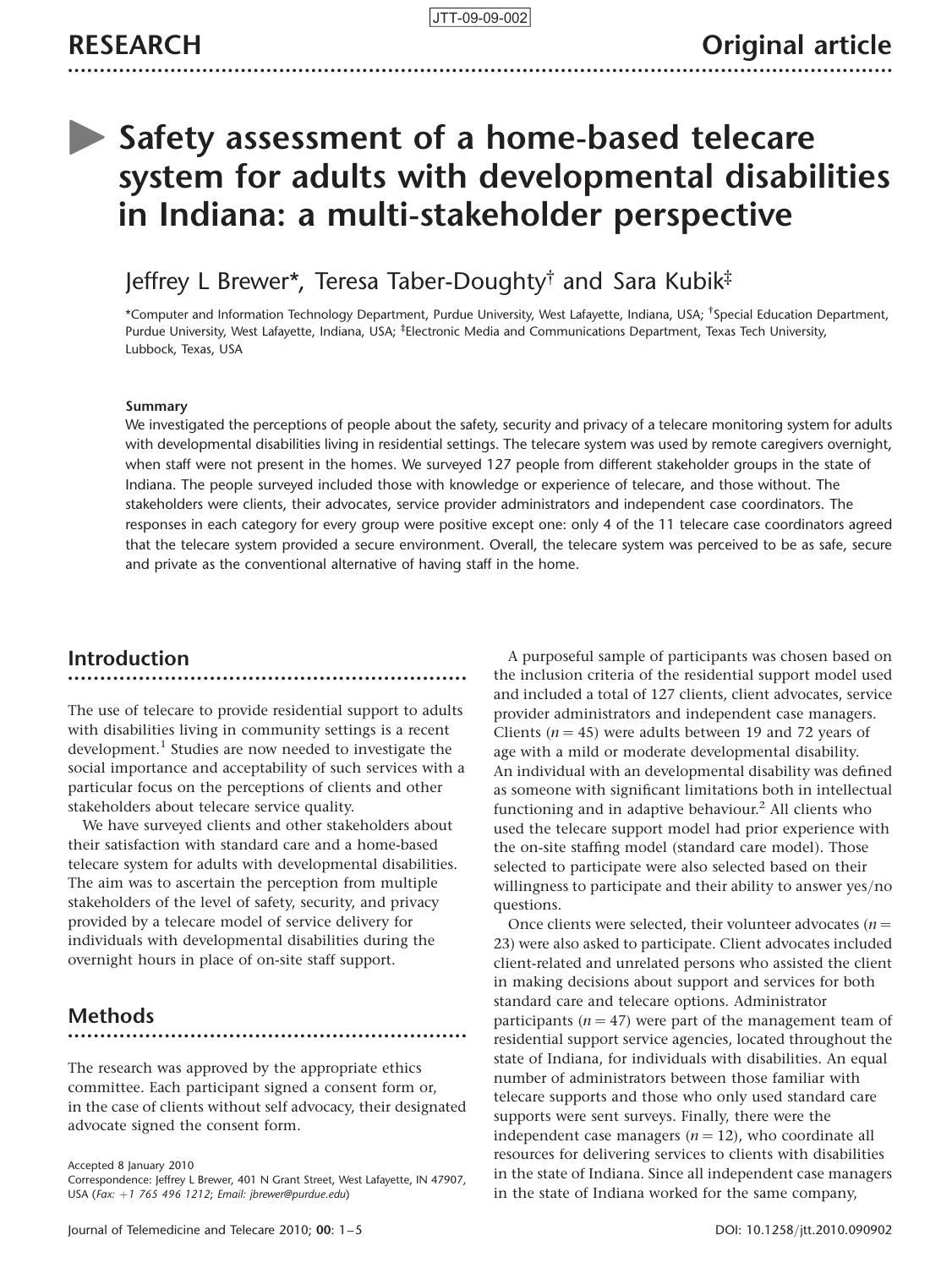RESEARCH

Original article

# Safety assessment of a home-based telecare system for adults with developmental disabilities in Indiana: a multi-stakeholder perspective

Jeffrey L Brewer*, Teresa Taber-Doughty† and Sara Kubik‡

*Computer and Information Technology Department, Purdue University, West Lafayette, Indiana, USA; †Special Education Department, Purdue University, West Lafayette, Indiana, USA; ‡Electronic Media and Communications Department, Texas Tech University, Lubbock, Texas, USA

**Summary**

We investigated the perceptions of people about the safety, security and privacy of a telecare monitoring system for adults with developmental disabilities living in residential settings. The telecare system was used by remote caregivers overnight, when staff were not present in the homes. We surveyed 127 people from different stakeholder groups in the state of Indiana. The people surveyed included those with knowledge or experience of telecare, and those without. The stakeholders were clients, their advocates, service provider administrators and independent case coordinators. The responses in each category for every group were positive except one: only 4 of the 11 telecare case coordinators agreed that the telecare system provided a secure environment. Overall, the telecare system was perceived to be as safe, secure and private as the conventional alternative of having staff in the home.

## Introduction

The use of telecare to provide residential support to adults with disabilities living in community settings is a recent development.[1] Studies are now needed to investigate the social importance and acceptability of such services with a particular focus on the perceptions of clients and other stakeholders about telecare service quality.

We have surveyed clients and other stakeholders about their satisfaction with standard care and a home-based telecare system for adults with developmental disabilities. The aim was to ascertain the perception from multiple stakeholders of the level of safety, security, and privacy provided by a telecare model of service delivery for individuals with developmental disabilities during the overnight hours in place of on-site staff support.

## Methods

The research was approved by the appropriate ethics committee. Each participant signed a consent form or, in the case of clients without self advocacy, their designated advocate signed the consent form.

A purposeful sample of participants was chosen based on the inclusion criteria of the residential support model used and included a total of 127 clients, client advocates, service provider administrators and independent case managers. Clients ($n = 45$) were adults between 19 and 72 years of age with a mild or moderate developmental disability. An individual with an developmental disability was defined as someone with significant limitations both in intellectual functioning and in adaptive behaviour.[2] All clients who used the telecare support model had prior experience with the on-site staffing model (standard care model). Those selected to participate were also selected based on their willingness to participate and their ability to answer yes/no questions.

Once clients were selected, their volunteer advocates ($n = 23$) were also asked to participate. Client advocates included client-related and unrelated persons who assisted the client in making decisions about support and services for both standard care and telecare options. Administrator participants ($n = 47$) were part of the management team of residential support service agencies, located throughout the state of Indiana, for individuals with disabilities. An equal number of administrators between those familiar with telecare supports and those who only used standard care supports were sent surveys. Finally, there were the independent case managers ($n = 12$), who coordinate all resources for delivering services to clients with disabilities in the state of Indiana. Since all independent case managers in the state of Indiana worked for the same company,

Accepted 8 January 2010
Correspondence: Jeffrey L Brewer, 401 N Grant Street, West Lafayette, IN 47907, USA (Fax: +1 765 496 1212; Email: jbrewer@purdue.edu)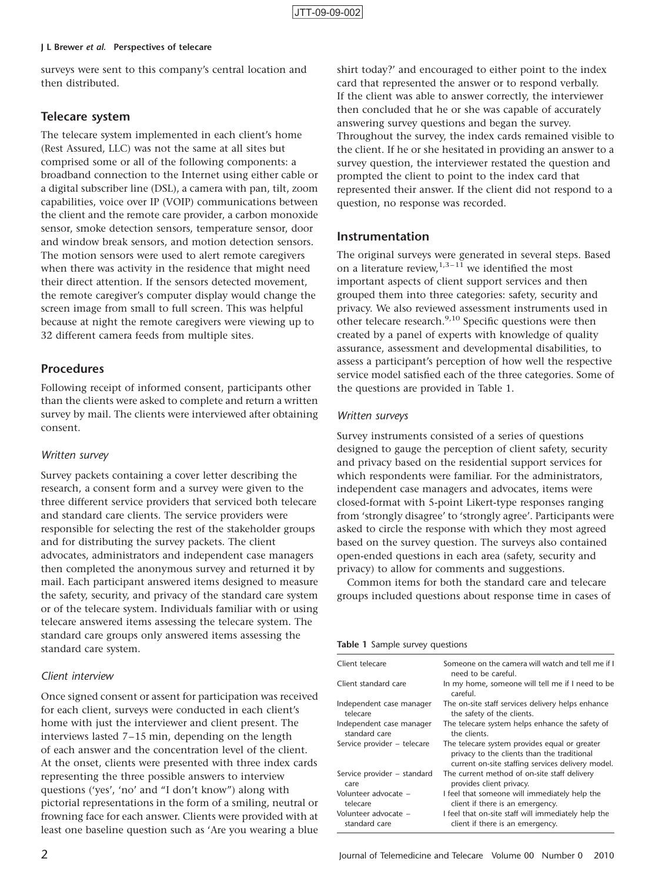surveys were sent to this company's central location and then distributed.

## Telecare system

The telecare system implemented in each client's home (Rest Assured, LLC) was not the same at all sites but comprised some or all of the following components: a broadband connection to the Internet using either cable or a digital subscriber line (DSL), a camera with pan, tilt, zoom capabilities, voice over IP (VOIP) communications between the client and the remote care provider, a carbon monoxide sensor, smoke detection sensors, temperature sensor, door and window break sensors, and motion detection sensors. The motion sensors were used to alert remote caregivers when there was activity in the residence that might need their direct attention. If the sensors detected movement, the remote caregiver's computer display would change the screen image from small to full screen. This was helpful because at night the remote caregivers were viewing up to 32 different camera feeds from multiple sites.

## Procedures

Following receipt of informed consent, participants other than the clients were asked to complete and return a written survey by mail. The clients were interviewed after obtaining consent.

### *Written survey*

Survey packets containing a cover letter describing the research, a consent form and a survey were given to the three different service providers that serviced both telecare and standard care clients. The service providers were responsible for selecting the rest of the stakeholder groups and for distributing the survey packets. The client advocates, administrators and independent case managers then completed the anonymous survey and returned it by mail. Each participant answered items designed to measure the safety, security, and privacy of the standard care system or of the telecare system. Individuals familiar with or using telecare answered items assessing the telecare system. The standard care groups only answered items assessing the standard care system.

### *Client interview*

Once signed consent or assent for participation was received for each client, surveys were conducted in each client's home with just the interviewer and client present. The interviews lasted 7–15 min, depending on the length of each answer and the concentration level of the client. At the onset, clients were presented with three index cards representing the three possible answers to interview questions ('yes', 'no' and "I don't know") along with pictorial representations in the form of a smiling, neutral or frowning face for each answer. Clients were provided with at least one baseline question such as 'Are you wearing a blue shirt today?' and encouraged to either point to the index card that represented the answer or to respond verbally. If the client was able to answer correctly, the interviewer then concluded that he or she was capable of accurately answering survey questions and began the survey. Throughout the survey, the index cards remained visible to the client. If he or she hesitated in providing an answer to a survey question, the interviewer restated the question and prompted the client to point to the index card that represented their answer. If the client did not respond to a question, no response was recorded.

## Instrumentation

The original surveys were generated in several steps. Based on a literature review,[1,3–11] we identified the most important aspects of client support services and then grouped them into three categories: safety, security and privacy. We also reviewed assessment instruments used in other telecare research.[9,10] Specific questions were then created by a panel of experts with knowledge of quality assurance, assessment and developmental disabilities, to assess a participant's perception of how well the respective service model satisfied each of the three categories. Some of the questions are provided in Table 1.

### *Written surveys*

Survey instruments consisted of a series of questions designed to gauge the perception of client safety, security and privacy based on the residential support services for which respondents were familiar. For the administrators, independent case managers and advocates, items were closed-format with 5-point Likert-type responses ranging from 'strongly disagree' to 'strongly agree'. Participants were asked to circle the response with which they most agreed based on the survey question. The surveys also contained open-ended questions in each area (safety, security and privacy) to allow for comments and suggestions.

Common items for both the standard care and telecare groups included questions about response time in cases of

**Table 1** Sample survey questions

| | |
|---|---|
| Client telecare | Someone on the camera will watch and tell me if I need to be careful. |
| Client standard care | In my home, someone will tell me if I need to be careful. |
| Independent case manager telecare | The on-site staff services delivery helps enhance the safety of the clients. |
| Independent case manager standard care | The telecare system helps enhance the safety of the clients. |
| Service provider – telecare | The telecare system provides equal or greater privacy to the clients than the traditional current on-site staffing services delivery model. |
| Service provider – standard care | The current method of on-site staff delivery provides client privacy. |
| Volunteer advocate – telecare | I feel that someone will immediately help the client if there is an emergency. |
| Volunteer advocate – standard care | I feel that on-site staff will immediately help the client if there is an emergency. |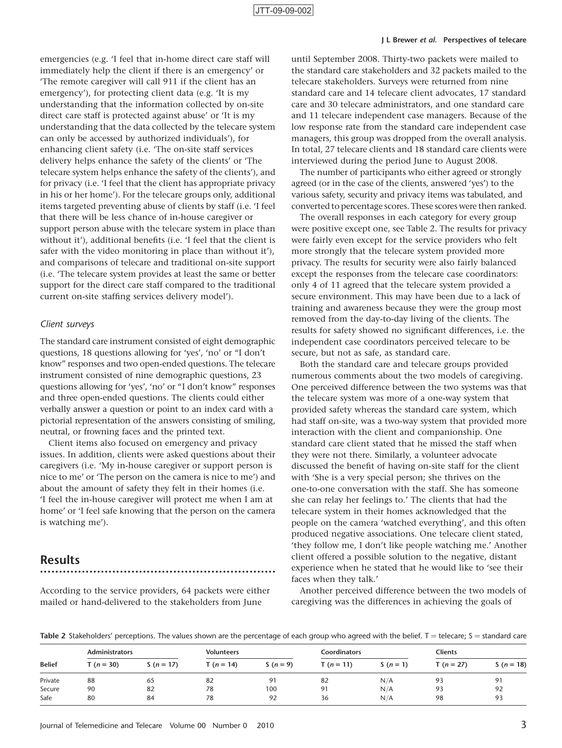emergencies (e.g. 'I feel that in-home direct care staff will immediately help the client if there is an emergency' or 'The remote caregiver will call 911 if the client has an emergency'), for protecting client data (e.g. 'It is my understanding that the information collected by on-site direct care staff is protected against abuse' or 'It is my understanding that the data collected by the telecare system can only be accessed by authorized individuals'), for enhancing client safety (i.e. 'The on-site staff services delivery helps enhance the safety of the clients' or 'The telecare system helps enhance the safety of the clients'), and for privacy (i.e. 'I feel that the client has appropriate privacy in his or her home'). For the telecare groups only, additional items targeted preventing abuse of clients by staff (i.e. 'I feel that there will be less chance of in-house caregiver or support person abuse with the telecare system in place than without it'), additional benefits (i.e. 'I feel that the client is safer with the video monitoring in place than without it'), and comparisons of telecare and traditional on-site support (i.e. 'The telecare system provides at least the same or better support for the direct care staff compared to the traditional current on-site staffing services delivery model').

### *Client surveys*

The standard care instrument consisted of eight demographic questions, 18 questions allowing for 'yes', 'no' or "I don't know" responses and two open-ended questions. The telecare instrument consisted of nine demographic questions, 23 questions allowing for 'yes', 'no' or "I don't know" responses and three open-ended questions. The clients could either verbally answer a question or point to an index card with a pictorial representation of the answers consisting of smiling, neutral, or frowning faces and the printed text.

Client items also focused on emergency and privacy issues. In addition, clients were asked questions about their caregivers (i.e. 'My in-house caregiver or support person is nice to me' or 'The person on the camera is nice to me') and about the amount of safety they felt in their homes (i.e. 'I feel the in-house caregiver will protect me when I am at home' or 'I feel safe knowing that the person on the camera is watching me').

## Results

According to the service providers, 64 packets were either mailed or hand-delivered to the stakeholders from June until September 2008. Thirty-two packets were mailed to the standard care stakeholders and 32 packets mailed to the telecare stakeholders. Surveys were returned from nine standard care and 14 telecare client advocates, 17 standard care and 30 telecare administrators, and one standard care and 11 telecare independent case managers. Because of the low response rate from the standard care independent case managers, this group was dropped from the overall analysis. In total, 27 telecare clients and 18 standard care clients were interviewed during the period June to August 2008.

The number of participants who either agreed or strongly agreed (or in the case of the clients, answered 'yes') to the various safety, security and privacy items was tabulated, and converted to percentage scores. These scores were then ranked.

The overall responses in each category for every group were positive except one, see Table 2. The results for privacy were fairly even except for the service providers who felt more strongly that the telecare system provided more privacy. The results for security were also fairly balanced except the responses from the telecare case coordinators: only 4 of 11 agreed that the telecare system provided a secure environment. This may have been due to a lack of training and awareness because they were the group most removed from the day-to-day living of the clients. The results for safety showed no significant differences, i.e. the independent case coordinators perceived telecare to be secure, but not as safe, as standard care.

Both the standard care and telecare groups provided numerous comments about the two models of caregiving. One perceived difference between the two systems was that the telecare system was more of a one-way system that provided safety whereas the standard care system, which had staff on-site, was a two-way system that provided more interaction with the client and companionship. One standard care client stated that he missed the staff when they were not there. Similarly, a volunteer advocate discussed the benefit of having on-site staff for the client with 'She is a very special person; she thrives on the one-to-one conversation with the staff. She has someone she can relay her feelings to.' The clients that had the telecare system in their homes acknowledged that the people on the camera 'watched everything', and this often produced negative associations. One telecare client stated, 'they follow me, I don't like people watching me.' Another client offered a possible solution to the negative, distant experience when he stated that he would like to 'see their faces when they talk.'

Another perceived difference between the two models of caregiving was the differences in achieving the goals of

**Table 2** Stakeholders' perceptions. The values shown are the percentage of each group who agreed with the belief. T = telecare; S = standard care

| | Administrators | | Volunteers | | Coordinators | | Clients | |
|---|---|---|---|---|---|---|---|---|
| Belief | T (n = 30) | S (n = 17) | T (n = 14) | S (n = 9) | T (n = 11) | S (n = 1) | T (n = 27) | S (n = 18) |
| Private | 88 | 65 | 82 | 91 | 82 | N/A | 93 | 91 |
| Secure | 90 | 82 | 78 | 100 | 91 | N/A | 93 | 92 |
| Safe | 80 | 84 | 78 | 92 | 36 | N/A | 98 | 93 |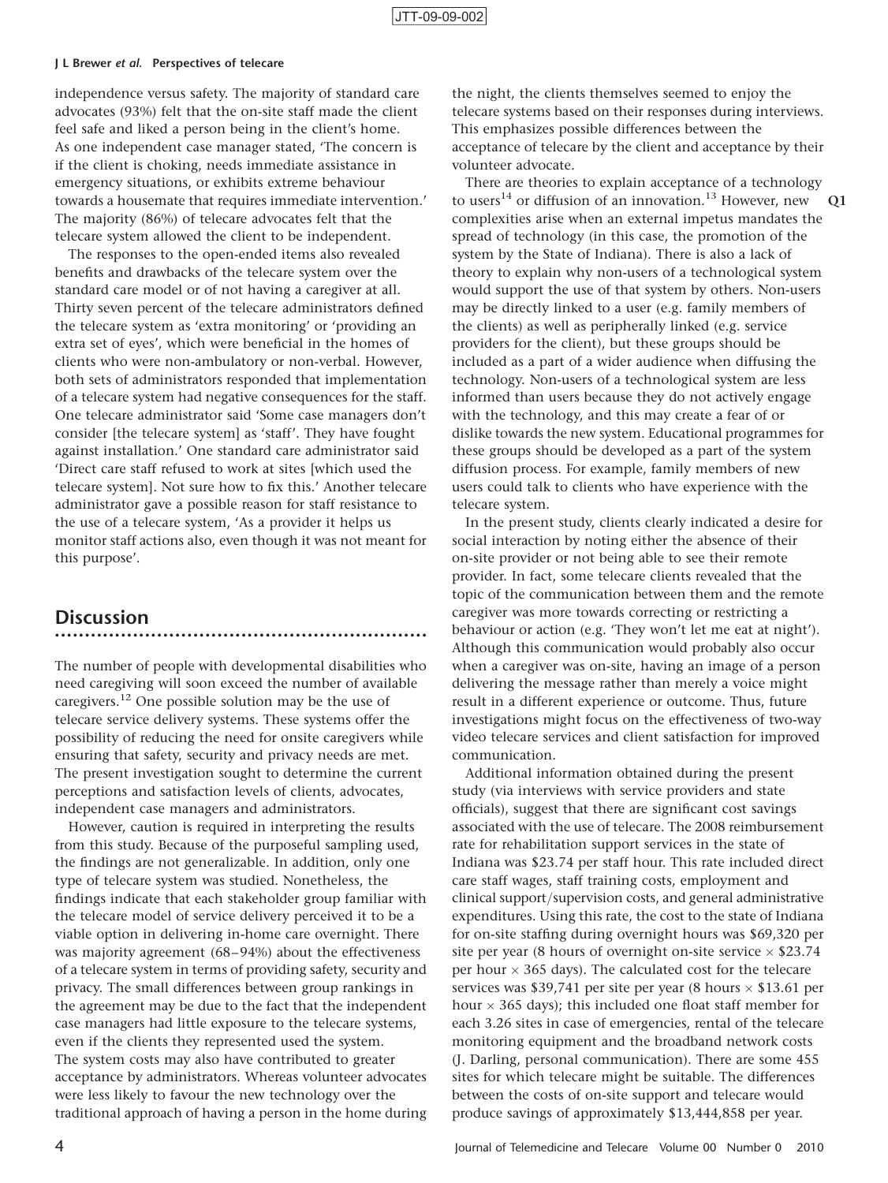independence versus safety. The majority of standard care advocates (93%) felt that the on-site staff made the client feel safe and liked a person being in the client's home. As one independent case manager stated, 'The concern is if the client is choking, needs immediate assistance in emergency situations, or exhibits extreme behaviour towards a housemate that requires immediate intervention.' The majority (86%) of telecare advocates felt that the telecare system allowed the client to be independent.

The responses to the open-ended items also revealed benefits and drawbacks of the telecare system over the standard care model or of not having a caregiver at all. Thirty seven percent of the telecare administrators defined the telecare system as 'extra monitoring' or 'providing an extra set of eyes', which were beneficial in the homes of clients who were non-ambulatory or non-verbal. However, both sets of administrators responded that implementation of a telecare system had negative consequences for the staff. One telecare administrator said 'Some case managers don't consider [the telecare system] as 'staff'. They have fought against installation.' One standard care administrator said 'Direct care staff refused to work at sites [which used the telecare system]. Not sure how to fix this.' Another telecare administrator gave a possible reason for staff resistance to the use of a telecare system, 'As a provider it helps us monitor staff actions also, even though it was not meant for this purpose'.

## Discussion

The number of people with developmental disabilities who need caregiving will soon exceed the number of available caregivers.[12] One possible solution may be the use of telecare service delivery systems. These systems offer the possibility of reducing the need for onsite caregivers while ensuring that safety, security and privacy needs are met. The present investigation sought to determine the current perceptions and satisfaction levels of clients, advocates, independent case managers and administrators.

However, caution is required in interpreting the results from this study. Because of the purposeful sampling used, the findings are not generalizable. In addition, only one type of telecare system was studied. Nonetheless, the findings indicate that each stakeholder group familiar with the telecare model of service delivery perceived it to be a viable option in delivering in-home care overnight. There was majority agreement (68–94%) about the effectiveness of a telecare system in terms of providing safety, security and privacy. The small differences between group rankings in the agreement may be due to the fact that the independent case managers had little exposure to the telecare systems, even if the clients they represented used the system. The system costs may also have contributed to greater acceptance by administrators. Whereas volunteer advocates were less likely to favour the new technology over the traditional approach of having a person in the home during the night, the clients themselves seemed to enjoy the telecare systems based on their responses during interviews. This emphasizes possible differences between the acceptance of telecare by the client and acceptance by their volunteer advocate.

There are theories to explain acceptance of a technology to users[14] or diffusion of an innovation.[13] However, new complexities arise when an external impetus mandates the spread of technology (in this case, the promotion of the system by the State of Indiana). There is also a lack of theory to explain why non-users of a technological system would support the use of that system by others. Non-users may be directly linked to a user (e.g. family members of the clients) as well as peripherally linked (e.g. service providers for the client), but these groups should be included as a part of a wider audience when diffusing the technology. Non-users of a technological system are less informed than users because they do not actively engage with the technology, and this may create a fear of or dislike towards the new system. Educational programmes for these groups should be developed as a part of the system diffusion process. For example, family members of new users could talk to clients who have experience with the telecare system.

In the present study, clients clearly indicated a desire for social interaction by noting either the absence of their on-site provider or not being able to see their remote provider. In fact, some telecare clients revealed that the topic of the communication between them and the remote caregiver was more towards correcting or restricting a behaviour or action (e.g. 'They won't let me eat at night'). Although this communication would probably also occur when a caregiver was on-site, having an image of a person delivering the message rather than merely a voice might result in a different experience or outcome. Thus, future investigations might focus on the effectiveness of two-way video telecare services and client satisfaction for improved communication.

Additional information obtained during the present study (via interviews with service providers and state officials), suggest that there are significant cost savings associated with the use of telecare. The 2008 reimbursement rate for rehabilitation support services in the state of Indiana was $23.74 per staff hour. This rate included direct care staff wages, staff training costs, employment and clinical support/supervision costs, and general administrative expenditures. Using this rate, the cost to the state of Indiana for on-site staffing during overnight hours was $69,320 per site per year (8 hours of overnight on-site service × $23.74 per hour × 365 days). The calculated cost for the telecare services was $39,741 per site per year (8 hours × $13.61 per hour × 365 days); this included one float staff member for each 3.26 sites in case of emergencies, rental of the telecare monitoring equipment and the broadband network costs (J. Darling, personal communication). There are some 455 sites for which telecare might be suitable. The differences between the costs of on-site support and telecare would produce savings of approximately $13,444,858 per year.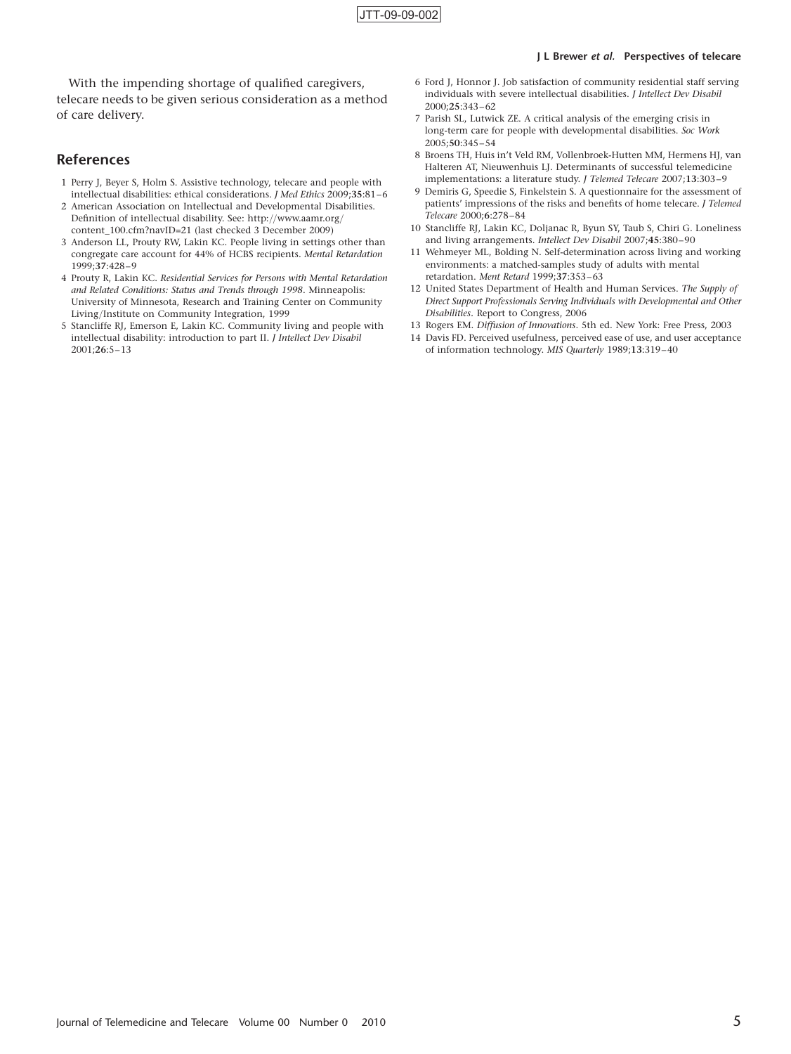With the impending shortage of qualified caregivers, telecare needs to be given serious consideration as a method of care delivery.

## References

1. Perry J, Beyer S, Holm S. Assistive technology, telecare and people with intellectual disabilities: ethical considerations. *J Med Ethics* 2009;**35**:81–6
2. American Association on Intellectual and Developmental Disabilities. Definition of intellectual disability. See: http://www.aamr.org/content_100.cfm?navID=21 (last checked 3 December 2009)
3. Anderson LL, Prouty RW, Lakin KC. People living in settings other than congregate care account for 44% of HCBS recipients. *Mental Retardation* 1999;**37**:428–9
4. Prouty R, Lakin KC. *Residential Services for Persons with Mental Retardation and Related Conditions: Status and Trends through 1998*. Minneapolis: University of Minnesota, Research and Training Center on Community Living/Institute on Community Integration, 1999
5. Stancliffe RJ, Emerson E, Lakin KC. Community living and people with intellectual disability: introduction to part II. *J Intellect Dev Disabil* 2001;**26**:5–13
6. Ford J, Honnor J. Job satisfaction of community residential staff serving individuals with severe intellectual disabilities. *J Intellect Dev Disabil* 2000;**25**:343–62
7. Parish SL, Lutwick ZE. A critical analysis of the emerging crisis in long-term care for people with developmental disabilities. *Soc Work* 2005;**50**:345–54
8. Broens TH, Huis in't Veld RM, Vollenbroek-Hutten MM, Hermens HJ, van Halteren AT, Nieuwenhuis LJ. Determinants of successful telemedicine implementations: a literature study. *J Telemed Telecare* 2007;**13**:303–9
9. Demiris G, Speedie S, Finkelstein S. A questionnaire for the assessment of patients' impressions of the risks and benefits of home telecare. *J Telemed Telecare* 2000;**6**:278–84
10. Stancliffe RJ, Lakin KC, Doljanac R, Byun SY, Taub S, Chiri G. Loneliness and living arrangements. *Intellect Dev Disabil* 2007;**45**:380–90
11. Wehmeyer ML, Bolding N. Self-determination across living and working environments: a matched-samples study of adults with mental retardation. *Ment Retard* 1999;**37**:353–63
12. United States Department of Health and Human Services. *The Supply of Direct Support Professionals Serving Individuals with Developmental and Other Disabilities*. Report to Congress, 2006
13. Rogers EM. *Diffusion of Innovations*. 5th ed. New York: Free Press, 2003
14. Davis FD. Perceived usefulness, perceived ease of use, and user acceptance of information technology. *MIS Quarterly* 1989;**13**:319–40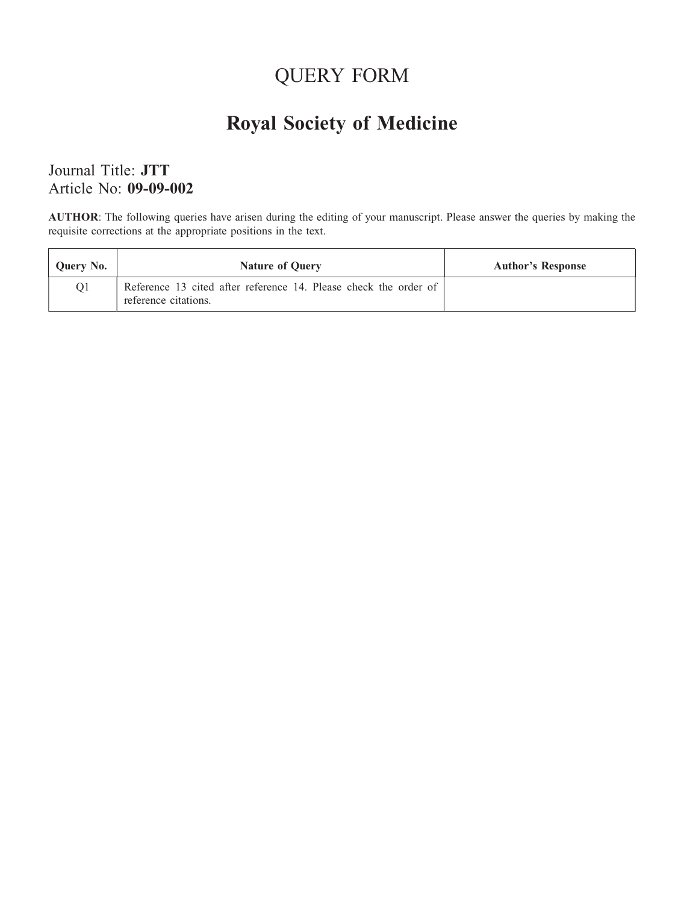# QUERY FORM

# Royal Society of Medicine

Journal Title: **JTT**
Article No: **09-09-002**

**AUTHOR**: The following queries have arisen during the editing of your manuscript. Please answer the queries by making the requisite corrections at the appropriate positions in the text.

| Query No. | Nature of Query | Author's Response |
|---|---|---|
| Q1 | Reference 13 cited after reference 14. Please check the order of reference citations. | |